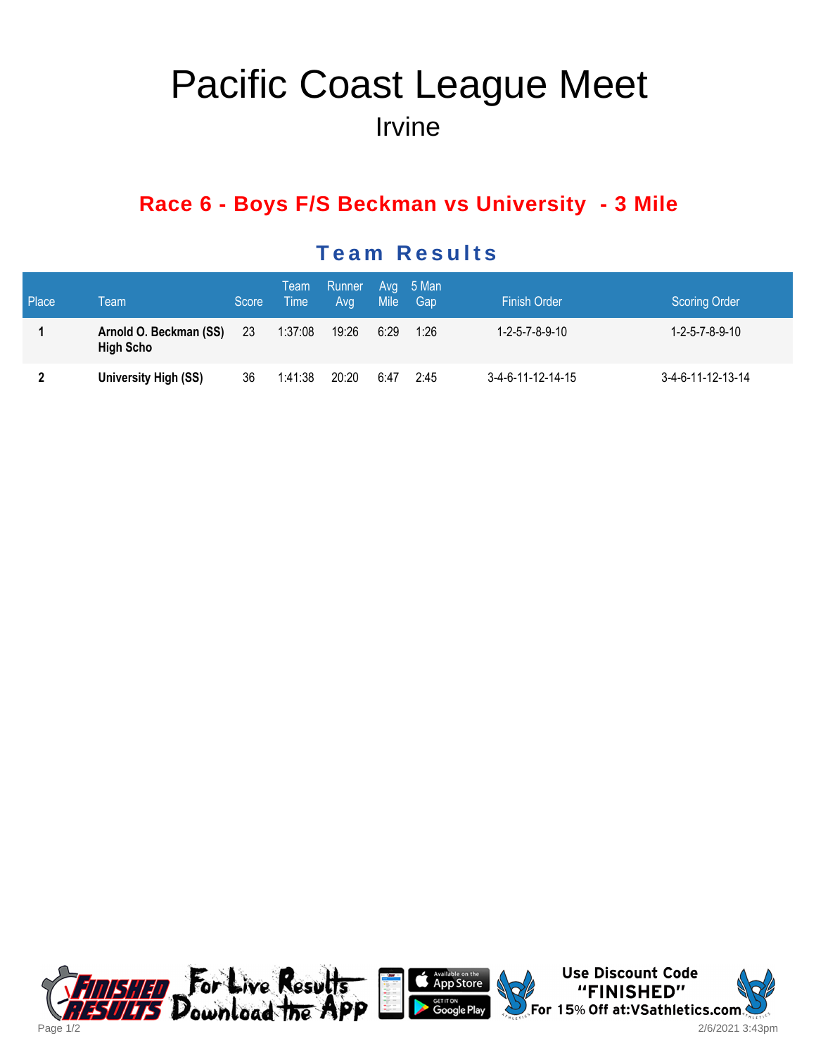# Pacific Coast League Meet

## Irvine

### Race 6 - Boys F/S Beckman vs University - 3 Mile

## Team Results

| Place | Team | Score | Team Time | Runner Avg | Avg Mile | 5 Man Gap | Finish Order | Scoring Order |
|---|---|---|---|---|---|---|---|---|
| **1** | **Arnold O. Beckman (SS) High Scho** | 23 | 1:37:08 | 19:26 | 6:29 | 1:26 | 1-2-5-7-8-9-10 | 1-2-5-7-8-9-10 |
| **2** | **University High (SS)** | 36 | 1:41:38 | 20:20 | 6:47 | 2:45 | 3-4-6-11-12-14-15 | 3-4-6-11-12-13-14 |

Use Discount Code "FINISHED" For 15% Off at:VSathletics.com

2/6/2021 3:43pm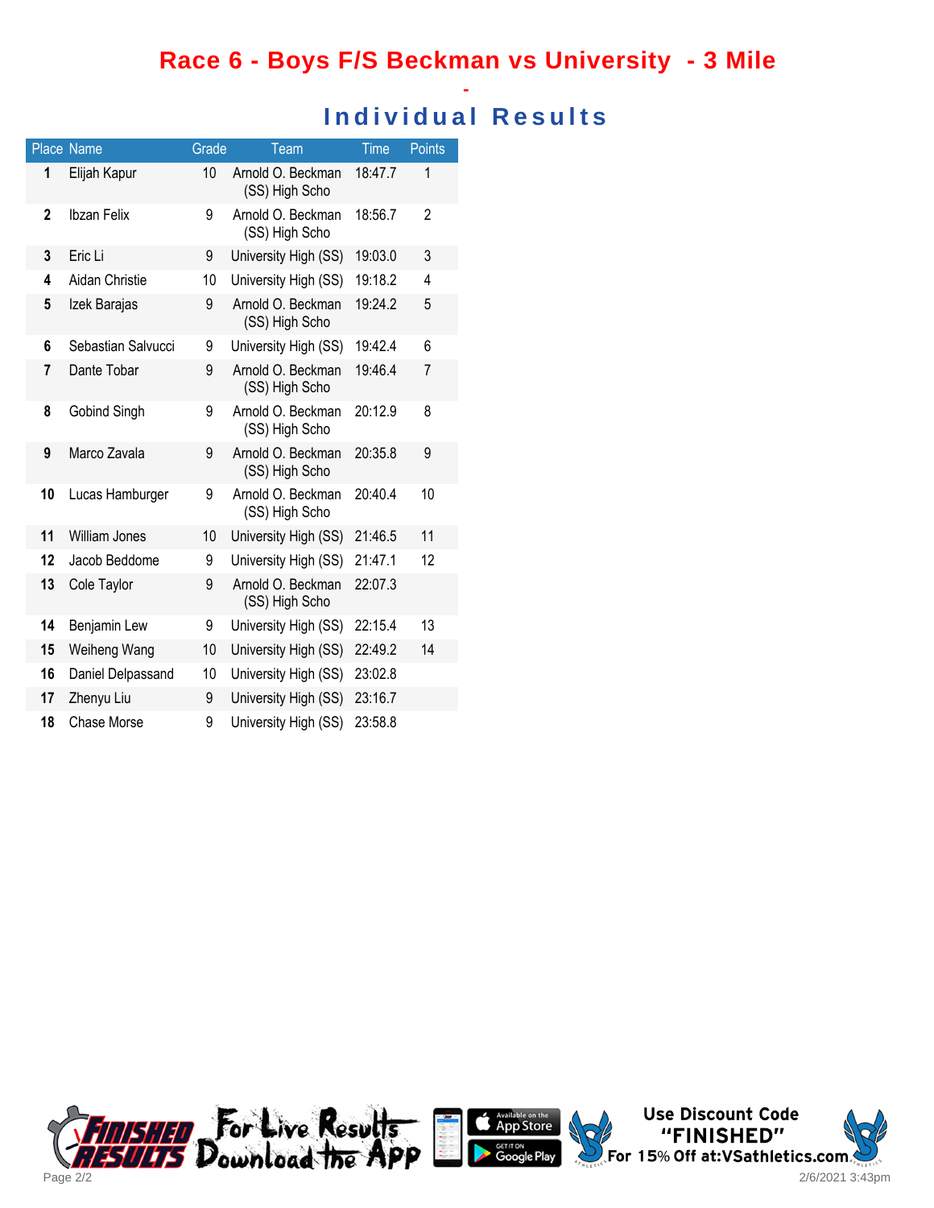# Race 6 - Boys F/S Beckman vs University - 3 Mile

-

## Individual Results

| Place | Name | Grade | Team | Time | Points |
|---|---|---|---|---|---|
| 1 | Elijah Kapur | 10 | Arnold O. Beckman (SS) High Scho | 18:47.7 | 1 |
| 2 | Ibzan Felix | 9 | Arnold O. Beckman (SS) High Scho | 18:56.7 | 2 |
| 3 | Eric Li | 9 | University High (SS) | 19:03.0 | 3 |
| 4 | Aidan Christie | 10 | University High (SS) | 19:18.2 | 4 |
| 5 | Izek Barajas | 9 | Arnold O. Beckman (SS) High Scho | 19:24.2 | 5 |
| 6 | Sebastian Salvucci | 9 | University High (SS) | 19:42.4 | 6 |
| 7 | Dante Tobar | 9 | Arnold O. Beckman (SS) High Scho | 19:46.4 | 7 |
| 8 | Gobind Singh | 9 | Arnold O. Beckman (SS) High Scho | 20:12.9 | 8 |
| 9 | Marco Zavala | 9 | Arnold O. Beckman (SS) High Scho | 20:35.8 | 9 |
| 10 | Lucas Hamburger | 9 | Arnold O. Beckman (SS) High Scho | 20:40.4 | 10 |
| 11 | William Jones | 10 | University High (SS) | 21:46.5 | 11 |
| 12 | Jacob Beddome | 9 | University High (SS) | 21:47.1 | 12 |
| 13 | Cole Taylor | 9 | Arnold O. Beckman (SS) High Scho | 22:07.3 | |
| 14 | Benjamin Lew | 9 | University High (SS) | 22:15.4 | 13 |
| 15 | Weiheng Wang | 10 | University High (SS) | 22:49.2 | 14 |
| 16 | Daniel Delpassand | 10 | University High (SS) | 23:02.8 | |
| 17 | Zhenyu Liu | 9 | University High (SS) | 23:16.7 | |
| 18 | Chase Morse | 9 | University High (SS) | 23:58.8 | |

Finished Results — For Live Results Download the App — Available on the App Store — Get it on Google Play

Use Discount Code "FINISHED" For 15% Off at:VSathletics.com

2/6/2021 3:43pm